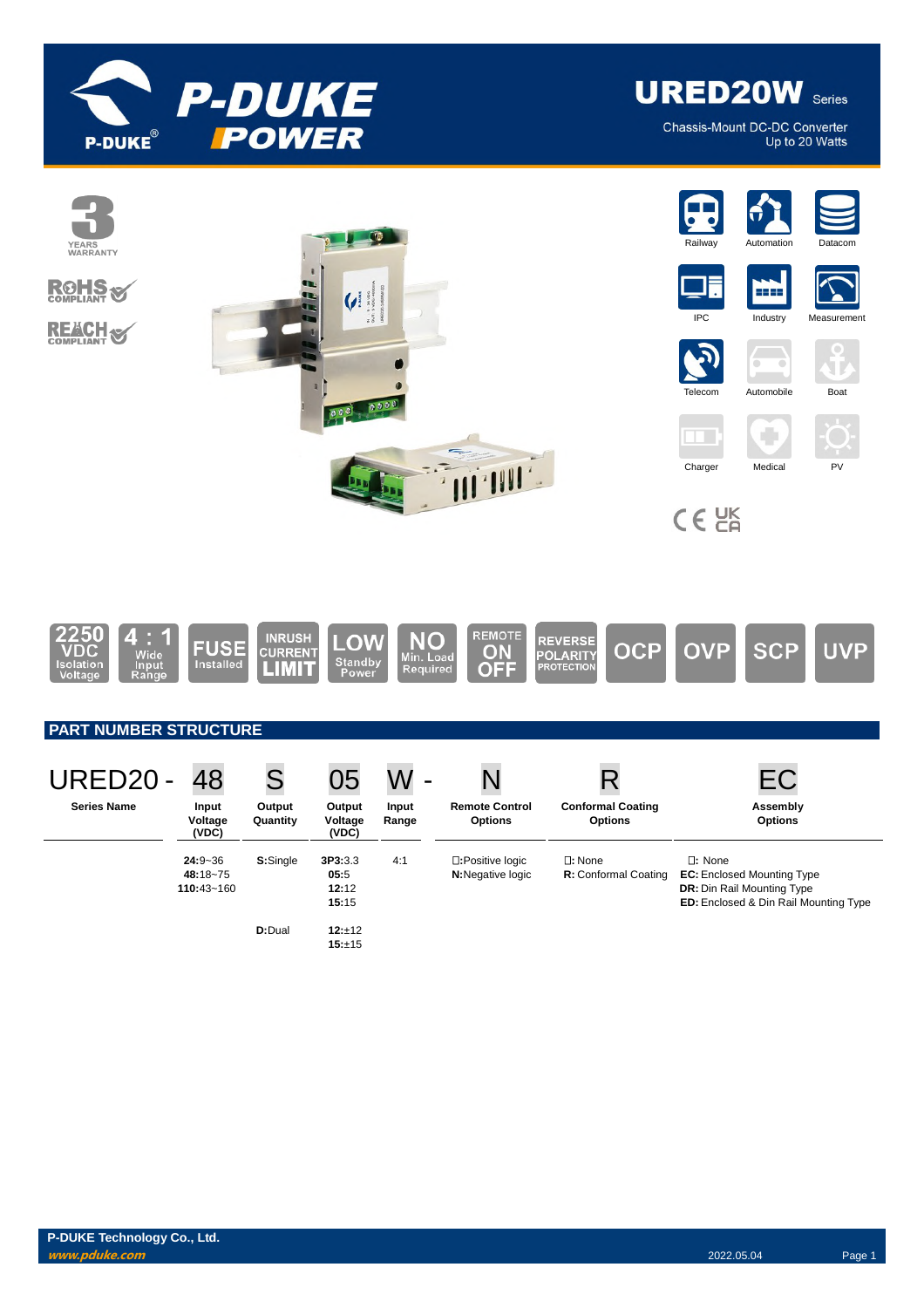# URED20W Series

Chassis-Mount DC-DC Converter
Up to 20 Watts

Railway | Automation | Datacom | IPC | Industry | Measurement | Telecom | Automobile | Boat | Charger | Medical | PV

2250 VDC Isolation Voltage | 4 : 1 Wide Input Range | FUSE Installed | INRUSH CURRENT LIMIT | LOW Standby Power | NO Min. Load Required | REMOTE ON OFF | REVERSE POLARITY PROTECTION | OCP | OVP | SCP | UVP

## PART NUMBER STRUCTURE

| URED20 - | 48 | S | 05 | W - | N | R | EC |
|---|---|---|---|---|---|---|---|
| **Series Name** | **Input Voltage (VDC)** | **Output Quantity** | **Output Voltage (VDC)** | **Input Range** | **Remote Control Options** | **Conformal Coating Options** | **Assembly Options** |
| | **24:**9~36<br>**48:**18~75<br>**110:**43~160 | **S:**Single | **3P3:**3.3<br>**05:**5<br>**12:**12<br>**15:**15 | 4:1 | □:Positive logic<br>**N:**Negative logic | □: None<br>**R:** Conformal Coating | □: None<br>**EC:** Enclosed Mounting Type<br>**DR:** Din Rail Mounting Type<br>**ED:** Enclosed & Din Rail Mounting Type |
| | | **D:**Dual | **12:**±12<br>**15:**±15 | | | | |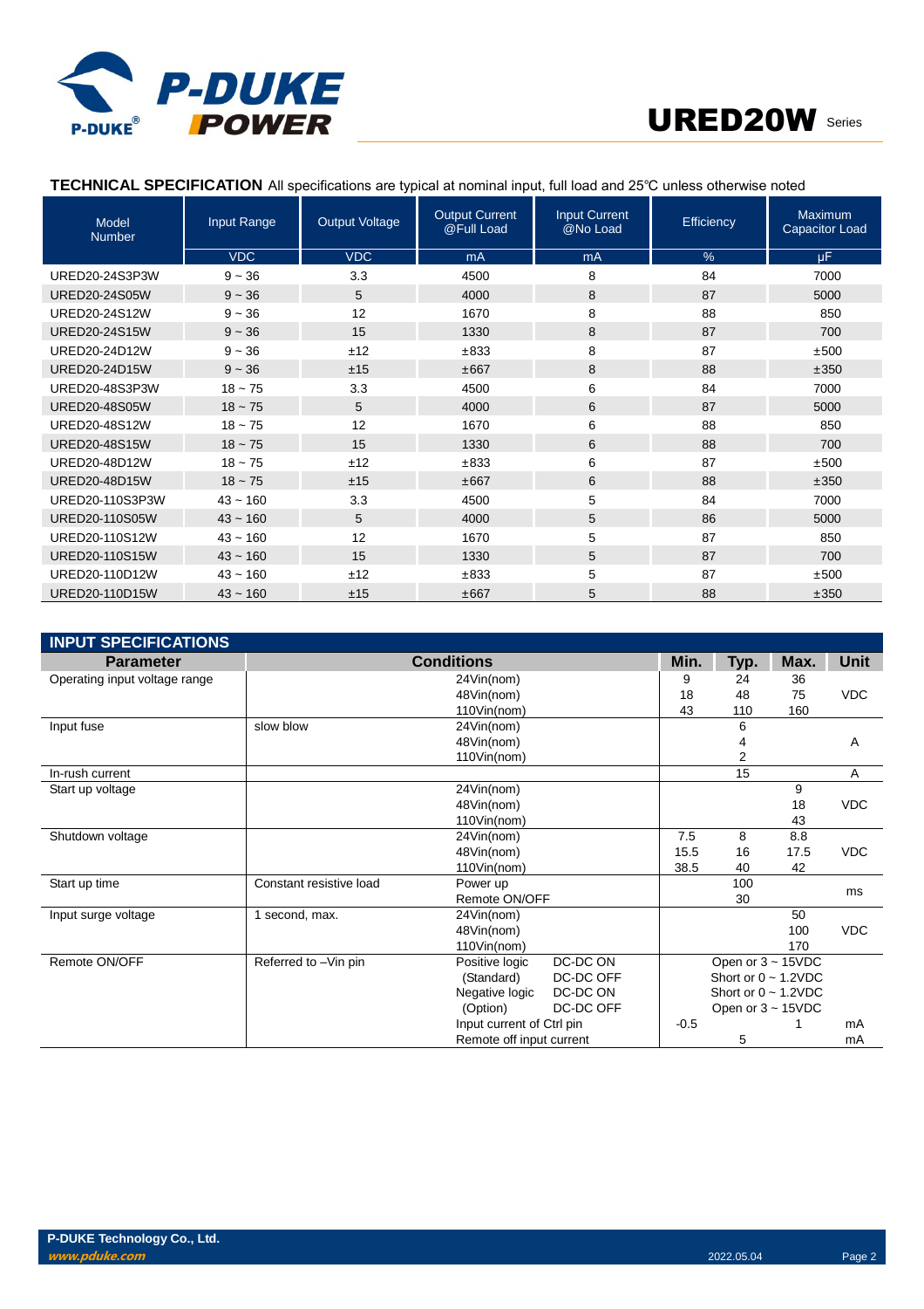## TECHNICAL SPECIFICATION

All specifications are typical at nominal input, full load and 25℃ unless otherwise noted

| Model Number | Input Range | Output Voltage | Output Current @Full Load | Input Current @No Load | Efficiency | Maximum Capacitor Load |
|---|---|---|---|---|---|---|
| | VDC | VDC | mA | mA | % | μF |
| URED20-24S3P3W | 9 ~ 36 | 3.3 | 4500 | 8 | 84 | 7000 |
| URED20-24S05W | 9 ~ 36 | 5 | 4000 | 8 | 87 | 5000 |
| URED20-24S12W | 9 ~ 36 | 12 | 1670 | 8 | 88 | 850 |
| URED20-24S15W | 9 ~ 36 | 15 | 1330 | 8 | 87 | 700 |
| URED20-24D12W | 9 ~ 36 | ±12 | ±833 | 8 | 87 | ±500 |
| URED20-24D15W | 9 ~ 36 | ±15 | ±667 | 8 | 88 | ±350 |
| URED20-48S3P3W | 18 ~ 75 | 3.3 | 4500 | 6 | 84 | 7000 |
| URED20-48S05W | 18 ~ 75 | 5 | 4000 | 6 | 87 | 5000 |
| URED20-48S12W | 18 ~ 75 | 12 | 1670 | 6 | 88 | 850 |
| URED20-48S15W | 18 ~ 75 | 15 | 1330 | 6 | 88 | 700 |
| URED20-48D12W | 18 ~ 75 | ±12 | ±833 | 6 | 87 | ±500 |
| URED20-48D15W | 18 ~ 75 | ±15 | ±667 | 6 | 88 | ±350 |
| URED20-110S3P3W | 43 ~ 160 | 3.3 | 4500 | 5 | 84 | 7000 |
| URED20-110S05W | 43 ~ 160 | 5 | 4000 | 5 | 86 | 5000 |
| URED20-110S12W | 43 ~ 160 | 12 | 1670 | 5 | 87 | 850 |
| URED20-110S15W | 43 ~ 160 | 15 | 1330 | 5 | 87 | 700 |
| URED20-110D12W | 43 ~ 160 | ±12 | ±833 | 5 | 87 | ±500 |
| URED20-110D15W | 43 ~ 160 | ±15 | ±667 | 5 | 88 | ±350 |

## INPUT SPECIFICATIONS

| Parameter | Conditions | | Min. | Typ. | Max. | Unit |
|---|---|---|---|---|---|---|
| Operating input voltage range | | 24Vin(nom) | 9 | 24 | 36 | VDC |
| | | 48Vin(nom) | 18 | 48 | 75 | |
| | | 110Vin(nom) | 43 | 110 | 160 | |
| Input fuse | slow blow | 24Vin(nom) | | 6 | | A |
| | | 48Vin(nom) | | 4 | | |
| | | 110Vin(nom) | | 2 | | |
| In-rush current | | | | 15 | | A |
| Start up voltage | | 24Vin(nom) | | | 9 | VDC |
| | | 48Vin(nom) | | | 18 | |
| | | 110Vin(nom) | | | 43 | |
| Shutdown voltage | | 24Vin(nom) | 7.5 | 8 | 8.8 | VDC |
| | | 48Vin(nom) | 15.5 | 16 | 17.5 | |
| | | 110Vin(nom) | 38.5 | 40 | 42 | |
| Start up time | Constant resistive load | Power up | | 100 | | ms |
| | | Remote ON/OFF | | 30 | | |
| Input surge voltage | 1 second, max. | 24Vin(nom) | | | 50 | VDC |
| | | 48Vin(nom) | | | 100 | |
| | | 110Vin(nom) | | | 170 | |
| Remote ON/OFF | Referred to –Vin pin | Positive logic DC-DC ON | Open or 3 ~ 15VDC | | | |
| | | (Standard) DC-DC OFF | Short or 0 ~ 1.2VDC | | | |
| | | Negative logic DC-DC ON | Short or 0 ~ 1.2VDC | | | |
| | | (Option) DC-DC OFF | Open or 3 ~ 15VDC | | | |
| | | Input current of Ctrl pin | -0.5 | | 1 | mA |
| | | Remote off input current | | 5 | | mA |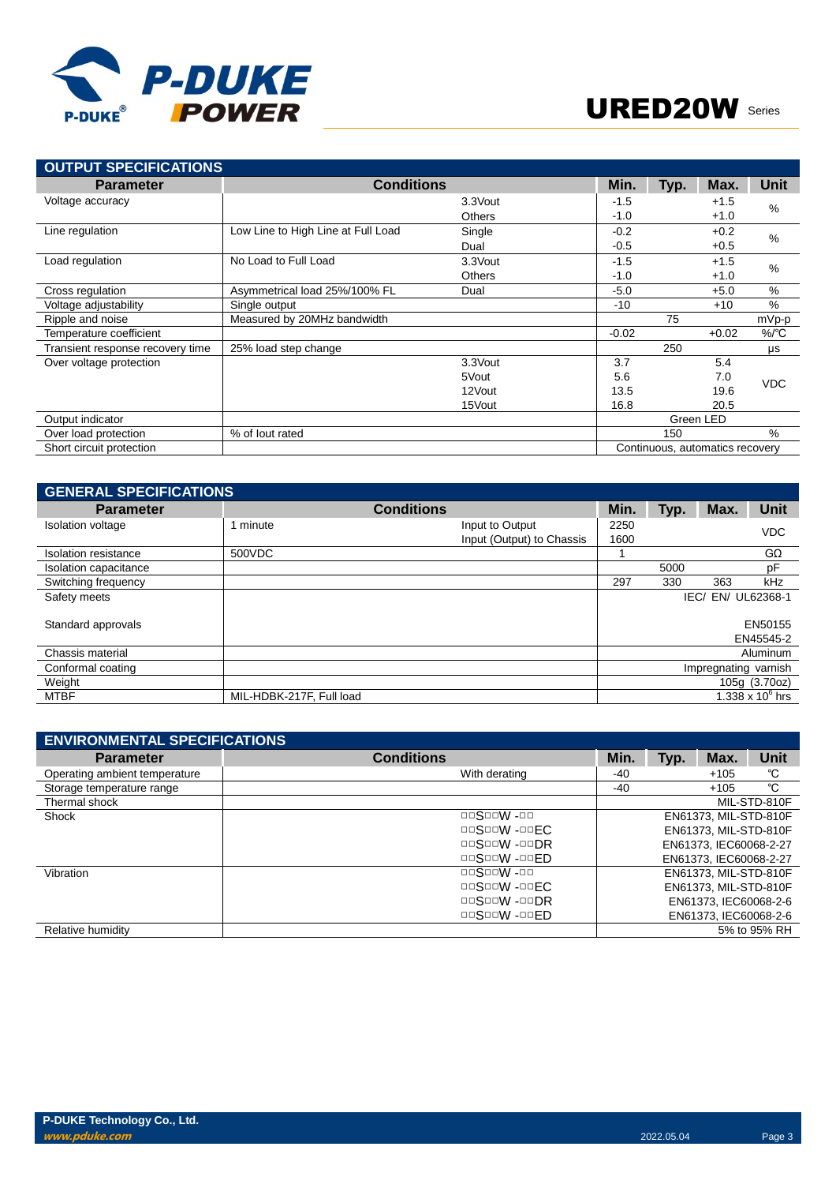## OUTPUT SPECIFICATIONS

| Parameter | Conditions | | Min. | Typ. | Max. | Unit |
|---|---|---|---|---|---|---|
| Voltage accuracy | | 3.3Vout | -1.5 | | +1.5 | % |
| | | Others | -1.0 | | +1.0 | |
| Line regulation | Low Line to High Line at Full Load | Single | -0.2 | | +0.2 | % |
| | | Dual | -0.5 | | +0.5 | |
| Load regulation | No Load to Full Load | 3.3Vout | -1.5 | | +1.5 | % |
| | | Others | -1.0 | | +1.0 | |
| Cross regulation | Asymmetrical load 25%/100% FL | Dual | -5.0 | | +5.0 | % |
| Voltage adjustability | Single output | | -10 | | +10 | % |
| Ripple and noise | Measured by 20MHz bandwidth | | | 75 | | mVp-p |
| Temperature coefficient | | | -0.02 | | +0.02 | %/℃ |
| Transient response recovery time | 25% load step change | | | 250 | | μs |
| Over voltage protection | | 3.3Vout | 3.7 | | 5.4 | VDC |
| | | 5Vout | 5.6 | | 7.0 | |
| | | 12Vout | 13.5 | | 19.6 | |
| | | 15Vout | 16.8 | | 20.5 | |
| Output indicator | | | Green LED | | | |
| Over load protection | % of Iout rated | | | 150 | | % |
| Short circuit protection | | | Continuous, automatics recovery | | | |

## GENERAL SPECIFICATIONS

| Parameter | Conditions | | Min. | Typ. | Max. | Unit |
|---|---|---|---|---|---|---|
| Isolation voltage | 1 minute | Input to Output | 2250 | | | VDC |
| | | Input (Output) to Chassis | 1600 | | | |
| Isolation resistance | 500VDC | | 1 | | | GΩ |
| Isolation capacitance | | | | 5000 | | pF |
| Switching frequency | | | 297 | 330 | 363 | kHz |
| Safety meets | | | IEC/ EN/ UL62368-1 | | | |
| Standard approvals | | | EN50155 EN45545-2 | | | |
| Chassis material | | | Aluminum | | | |
| Conformal coating | | | Impregnating varnish | | | |
| Weight | | | 105g (3.70oz) | | | |
| MTBF | MIL-HDBK-217F, Full load | | $1.338 \times 10^6$ hrs | | | |

## ENVIRONMENTAL SPECIFICATIONS

| Parameter | Conditions | Min. | Typ. | Max. | Unit |
|---|---|---|---|---|---|
| Operating ambient temperature | With derating | -40 | | +105 | ℃ |
| Storage temperature range | | -40 | | +105 | ℃ |
| Thermal shock | | MIL-STD-810F | | | |
| Shock | □□S□□W -□□ | EN61373, MIL-STD-810F | | | |
| | □□S□□W -□□EC | EN61373, MIL-STD-810F | | | |
| | □□S□□W -□□DR | EN61373, IEC60068-2-27 | | | |
| | □□S□□W -□□ED | EN61373, IEC60068-2-27 | | | |
| Vibration | □□S□□W -□□ | EN61373, MIL-STD-810F | | | |
| | □□S□□W -□□EC | EN61373, MIL-STD-810F | | | |
| | □□S□□W -□□DR | EN61373, IEC60068-2-6 | | | |
| | □□S□□W -□□ED | EN61373, IEC60068-2-6 | | | |
| Relative humidity | | 5% to 95% RH | | | |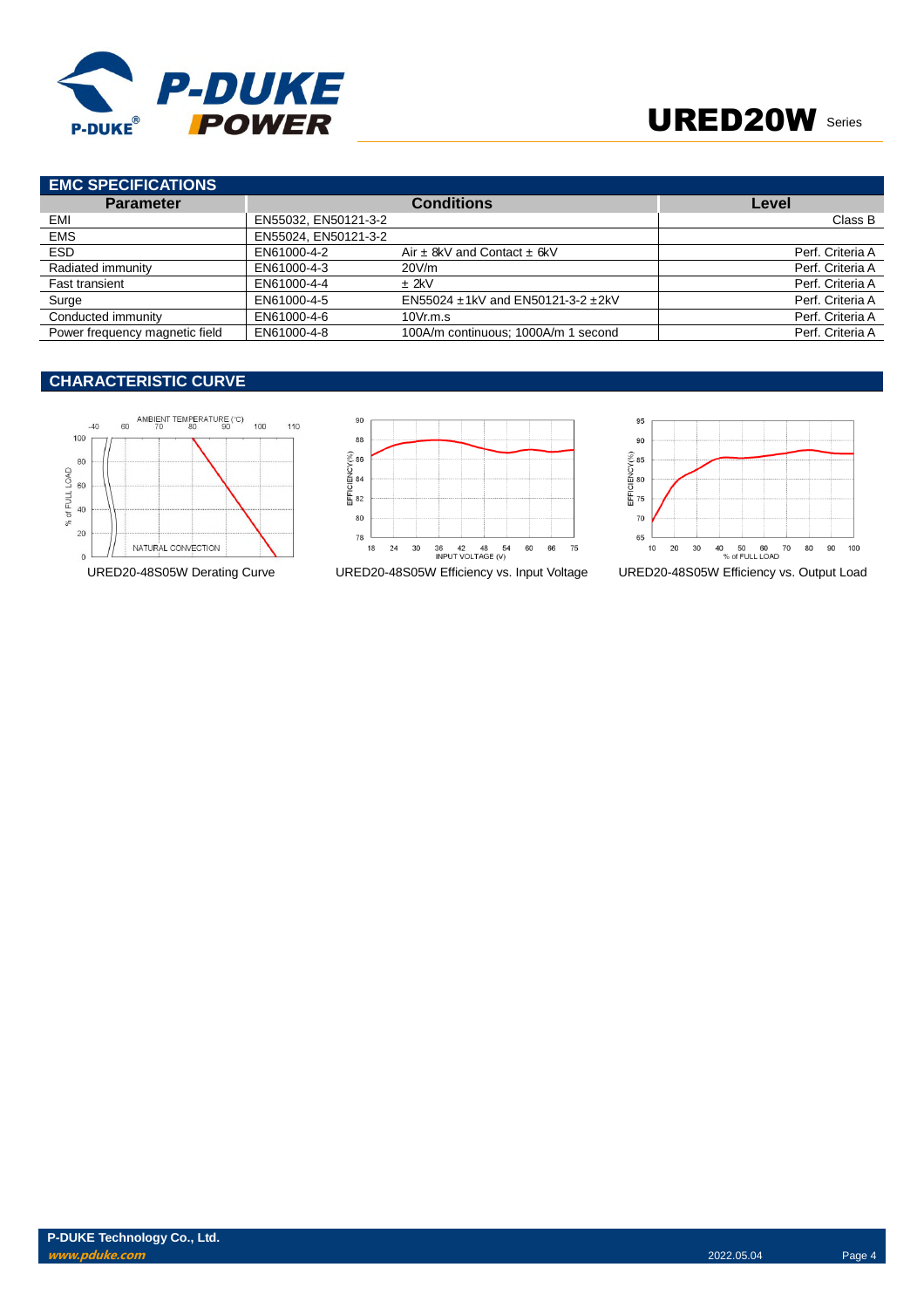## EMC SPECIFICATIONS

| Parameter | Conditions | | Level |
|---|---|---|---|
| EMI | EN55032, EN50121-3-2 | | Class B |
| EMS | EN55024, EN50121-3-2 | | |
| ESD | EN61000-4-2 | Air ± 8kV and Contact ± 6kV | Perf. Criteria A |
| Radiated immunity | EN61000-4-3 | 20V/m | Perf. Criteria A |
| Fast transient | EN61000-4-4 | ± 2kV | Perf. Criteria A |
| Surge | EN61000-4-5 | EN55024 ±1kV and EN50121-3-2 ±2kV | Perf. Criteria A |
| Conducted immunity | EN61000-4-6 | 10Vr.m.s | Perf. Criteria A |
| Power frequency magnetic field | EN61000-4-8 | 100A/m continuous; 1000A/m 1 second | Perf. Criteria A |

## CHARACTERISTIC CURVE

URED20-48S05W Derating Curve

URED20-48S05W Efficiency vs. Input Voltage

URED20-48S05W Efficiency vs. Output Load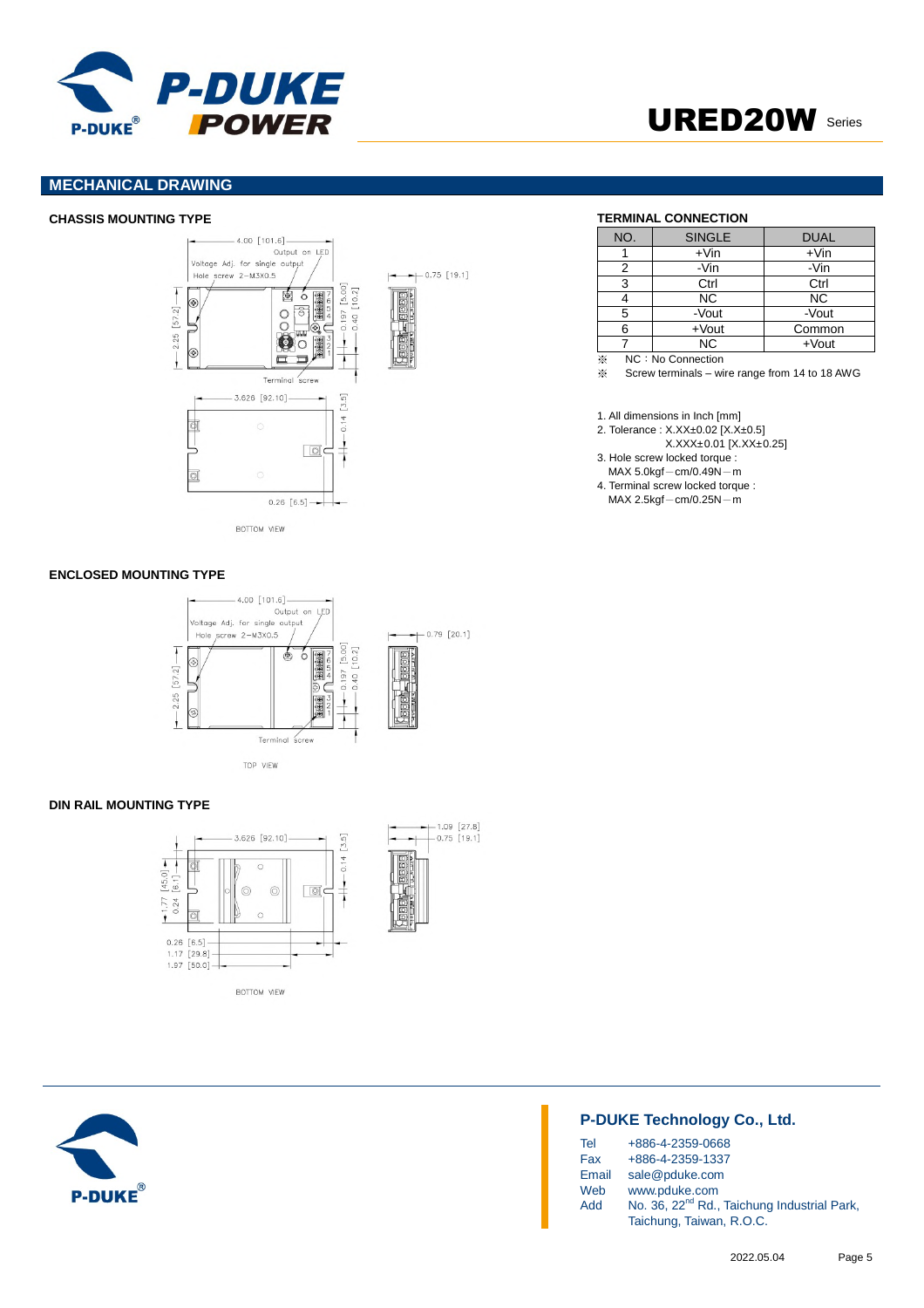## MECHANICAL DRAWING

### CHASSIS MOUNTING TYPE

4.00 [101.6]
Output on LED
Voltage Adj. for single output
Hole screw 2−M3X0.5
0.75 [19.1]
2.25 [57.2]
0.197 [5.00]
0.40 [10.2]
Terminal screw
3.626 [92.10]
0.14 [3.5]
0.26 [6.5]
BOTTOM VIEW

### TERMINAL CONNECTION

| NO. | SINGLE | DUAL |
|---|---|---|
| 1 | +Vin | +Vin |
| 2 | -Vin | -Vin |
| 3 | Ctrl | Ctrl |
| 4 | NC | NC |
| 5 | -Vout | -Vout |
| 6 | +Vout | Common |
| 7 | NC | +Vout |

※ NC：No Connection

※ Screw terminals – wire range from 14 to 18 AWG

1. All dimensions in Inch [mm]
2. Tolerance : X.XX±0.02 [X.X±0.5]
   X.XXX±0.01 [X.XX±0.25]
3. Hole screw locked torque :
   MAX 5.0kgf − cm/0.49N − m
4. Terminal screw locked torque :
   MAX 2.5kgf − cm/0.25N − m

### ENCLOSED MOUNTING TYPE

4.00 [101.6]
Output on LED
Voltage Adj. for single output
Hole screw 2−M3X0.5
0.79 [20.1]
2.25 [57.2]
0.197 [5.00]
0.40 [10.2]
Terminal screw
TOP VIEW

### DIN RAIL MOUNTING TYPE

3.626 [92.10]
0.14 [3.5]
1.09 [27.8]
0.75 [19.1]
1.77 [45.0]
0.24 [6.1]
0.26 [6.5]
1.17 [29.8]
1.97 [50.0]
BOTTOM VIEW

**P-DUKE Technology Co., Ltd.**

Tel +886-4-2359-0668
Fax +886-4-2359-1337
Email sale@pduke.com
Web www.pduke.com
Add No. 36, 22nd Rd., Taichung Industrial Park, Taichung, Taiwan, R.O.C.

2022.05.04